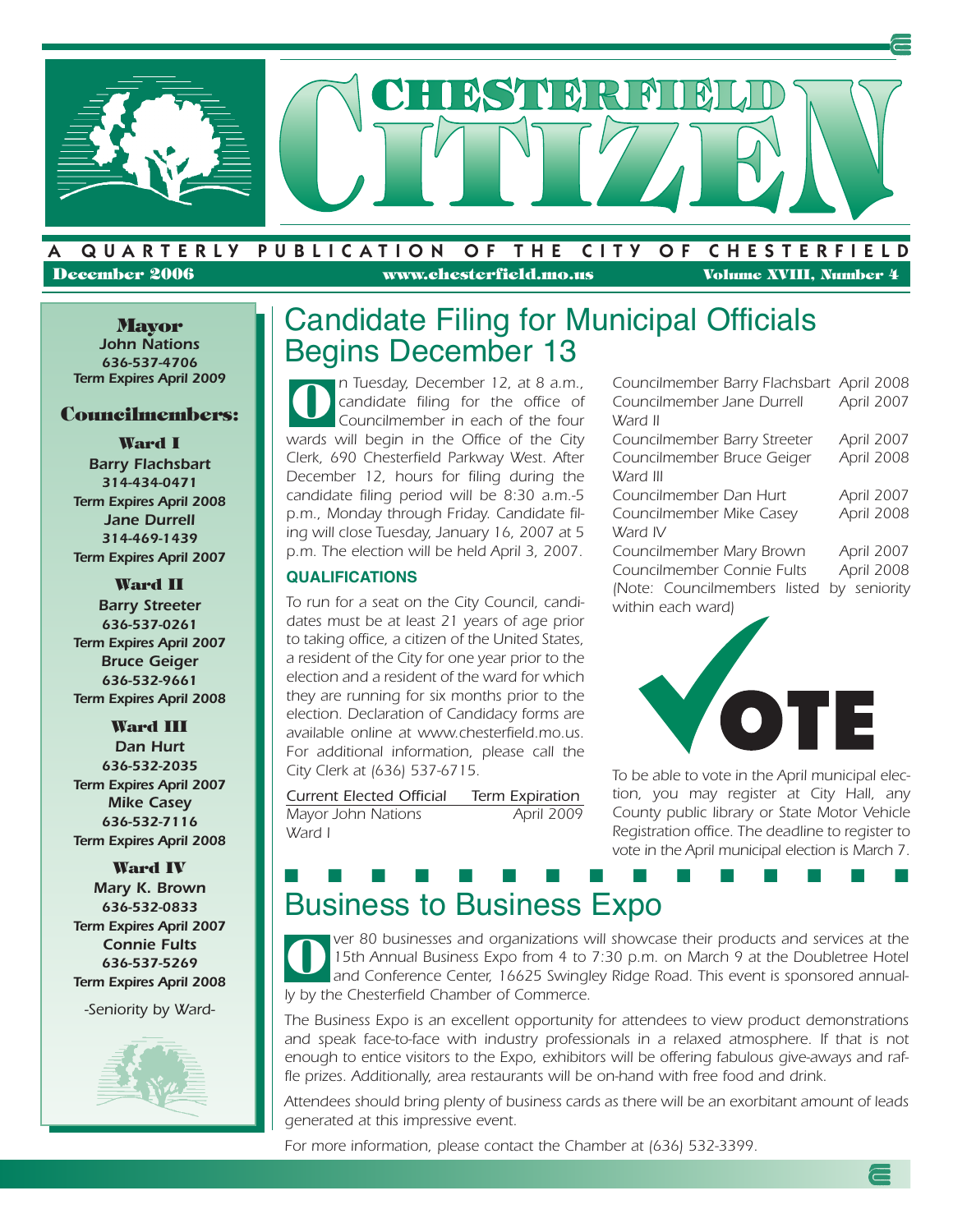# CHESTERFIELD CITIZEN

A QUARTERLY PUBLICATION OF THE CITY OF CHESTERFIELD

December 2006 | www.chesterfield.mo.us | Volume XVIII, Number 4

**Mayor**
**John Nations**
**636-537-4706**
**Term Expires April 2009**

**Councilmembers:**

**Ward I**
**Barry Flachsbart**
**314-434-0471**
**Term Expires April 2008**
**Jane Durrell**
**314-469-1439**
**Term Expires April 2007**

**Ward II**
**Barry Streeter**
**636-537-0261**
**Term Expires April 2007**
**Bruce Geiger**
**636-532-9661**
**Term Expires April 2008**

**Ward III**
**Dan Hurt**
**636-532-2035**
**Term Expires April 2007**
**Mike Casey**
**636-532-7116**
**Term Expires April 2008**

**Ward IV**
**Mary K. Brown**
**636-532-0833**
**Term Expires April 2007**
**Connie Fults**
**636-537-5269**
**Term Expires April 2008**

*-Seniority by Ward-*

## Candidate Filing for Municipal Officials Begins December 13

*On Tuesday, December 12, at 8 a.m., candidate filing for the office of Councilmember in each of the four wards will begin in the Office of the City Clerk, 690 Chesterfield Parkway West. After December 12, hours for filing during the candidate filing period will be 8:30 a.m.-5 p.m., Monday through Friday. Candidate filing will close Tuesday, January 16, 2007 at 5 p.m. The election will be held April 3, 2007.*

### QUALIFICATIONS

*To run for a seat on the City Council, candidates must be at least 21 years of age prior to taking office, a citizen of the United States, a resident of the City for one year prior to the election and a resident of the ward for which they are running for six months prior to the election. Declaration of Candidacy forms are available online at www.chesterfield.mo.us. For additional information, please call the City Clerk at (636) 537-6715.*

| Current Elected Official | Term Expiration |
|---|---|
| Mayor John Nations | April 2009 |
| Ward I | |
| Councilmember Barry Flachsbart | April 2008 |
| Councilmember Jane Durrell | April 2007 |
| Ward II | |
| Councilmember Barry Streeter | April 2007 |
| Councilmember Bruce Geiger | April 2008 |
| Ward III | |
| Councilmember Dan Hurt | April 2007 |
| Councilmember Mike Casey | April 2008 |
| Ward IV | |
| Councilmember Mary Brown | April 2007 |
| Councilmember Connie Fults | April 2008 |

*(Note: Councilmembers listed by seniority within each ward)*

VOTE

*To be able to vote in the April municipal election, you may register at City Hall, any County public library or State Motor Vehicle Registration office. The deadline to register to vote in the April municipal election is March 7.*

## Business to Business Expo

*Over 80 businesses and organizations will showcase their products and services at the 15th Annual Business Expo from 4 to 7:30 p.m. on March 9 at the Doubletree Hotel and Conference Center, 16625 Swingley Ridge Road. This event is sponsored annually by the Chesterfield Chamber of Commerce.*

*The Business Expo is an excellent opportunity for attendees to view product demonstrations and speak face-to-face with industry professionals in a relaxed atmosphere. If that is not enough to entice visitors to the Expo, exhibitors will be offering fabulous give-aways and raffle prizes. Additionally, area restaurants will be on-hand with free food and drink.*

*Attendees should bring plenty of business cards as there will be an exorbitant amount of leads generated at this impressive event.*

*For more information, please contact the Chamber at (636) 532-3399.*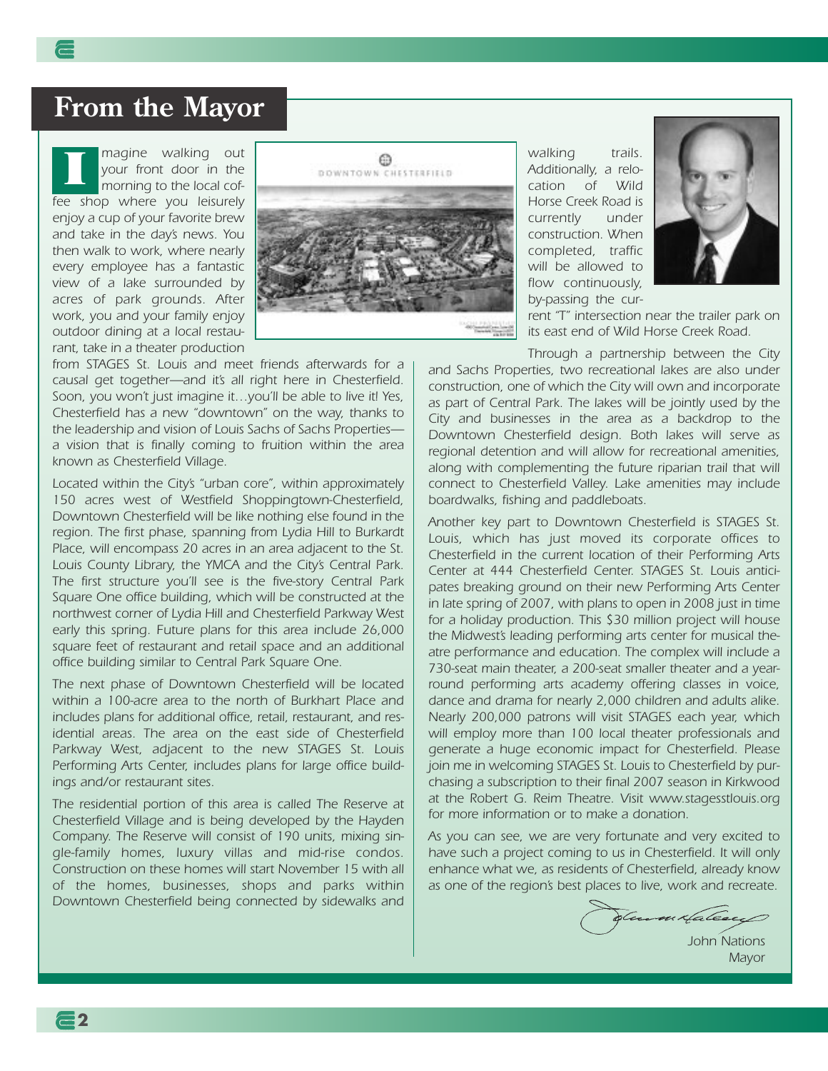# From the Mayor

Imagine walking out your front door in the morning to the local coffee shop where you leisurely enjoy a cup of your favorite brew and take in the day's news. You then walk to work, where nearly every employee has a fantastic view of a lake surrounded by acres of park grounds. After work, you and your family enjoy outdoor dining at a local restaurant, take in a theater production from STAGES St. Louis and meet friends afterwards for a causal get together—and it's all right here in Chesterfield. Soon, you won't just imagine it…you'll be able to live it! Yes, Chesterfield has a new "downtown" on the way, thanks to the leadership and vision of Louis Sachs of Sachs Properties—a vision that is finally coming to fruition within the area known as Chesterfield Village.

Located within the City's "urban core", within approximately 150 acres west of Westfield Shoppingtown-Chesterfield, Downtown Chesterfield will be like nothing else found in the region. The first phase, spanning from Lydia Hill to Burkardt Place, will encompass 20 acres in an area adjacent to the St. Louis County Library, the YMCA and the City's Central Park. The first structure you'll see is the five-story Central Park Square One office building, which will be constructed at the northwest corner of Lydia Hill and Chesterfield Parkway West early this spring. Future plans for this area include 26,000 square feet of restaurant and retail space and an additional office building similar to Central Park Square One.

The next phase of Downtown Chesterfield will be located within a 100-acre area to the north of Burkhart Place and includes plans for additional office, retail, restaurant, and residential areas. The area on the east side of Chesterfield Parkway West, adjacent to the new STAGES St. Louis Performing Arts Center, includes plans for large office buildings and/or restaurant sites.

The residential portion of this area is called The Reserve at Chesterfield Village and is being developed by the Hayden Company. The Reserve will consist of 190 units, mixing single-family homes, luxury villas and mid-rise condos. Construction on these homes will start November 15 with all of the homes, businesses, shops and parks within Downtown Chesterfield being connected by sidewalks and walking trails. Additionally, a relocation of Wild Horse Creek Road is currently under construction. When completed, traffic will be allowed to flow continuously, by-passing the current "T" intersection near the trailer park on its east end of Wild Horse Creek Road.

Through a partnership between the City and Sachs Properties, two recreational lakes are also under construction, one of which the City will own and incorporate as part of Central Park. The lakes will be jointly used by the City and businesses in the area as a backdrop to the Downtown Chesterfield design. Both lakes will serve as regional detention and will allow for recreational amenities, along with complementing the future riparian trail that will connect to Chesterfield Valley. Lake amenities may include boardwalks, fishing and paddleboats.

Another key part to Downtown Chesterfield is STAGES St. Louis, which has just moved its corporate offices to Chesterfield in the current location of their Performing Arts Center at 444 Chesterfield Center. STAGES St. Louis anticipates breaking ground on their new Performing Arts Center in late spring of 2007, with plans to open in 2008 just in time for a holiday production. This $30 million project will house the Midwest's leading performing arts center for musical theatre performance and education. The complex will include a 730-seat main theater, a 200-seat smaller theater and a year-round performing arts academy offering classes in voice, dance and drama for nearly 2,000 children and adults alike. Nearly 200,000 patrons will visit STAGES each year, which will employ more than 100 local theater professionals and generate a huge economic impact for Chesterfield. Please join me in welcoming STAGES St. Louis to Chesterfield by purchasing a subscription to their final 2007 season in Kirkwood at the Robert G. Reim Theatre. Visit www.stagesstlouis.org for more information or to make a donation.

As you can see, we are very fortunate and very excited to have such a project coming to us in Chesterfield. It will only enhance what we, as residents of Chesterfield, already know as one of the region's best places to live, work and recreate.

John Nations
Mayor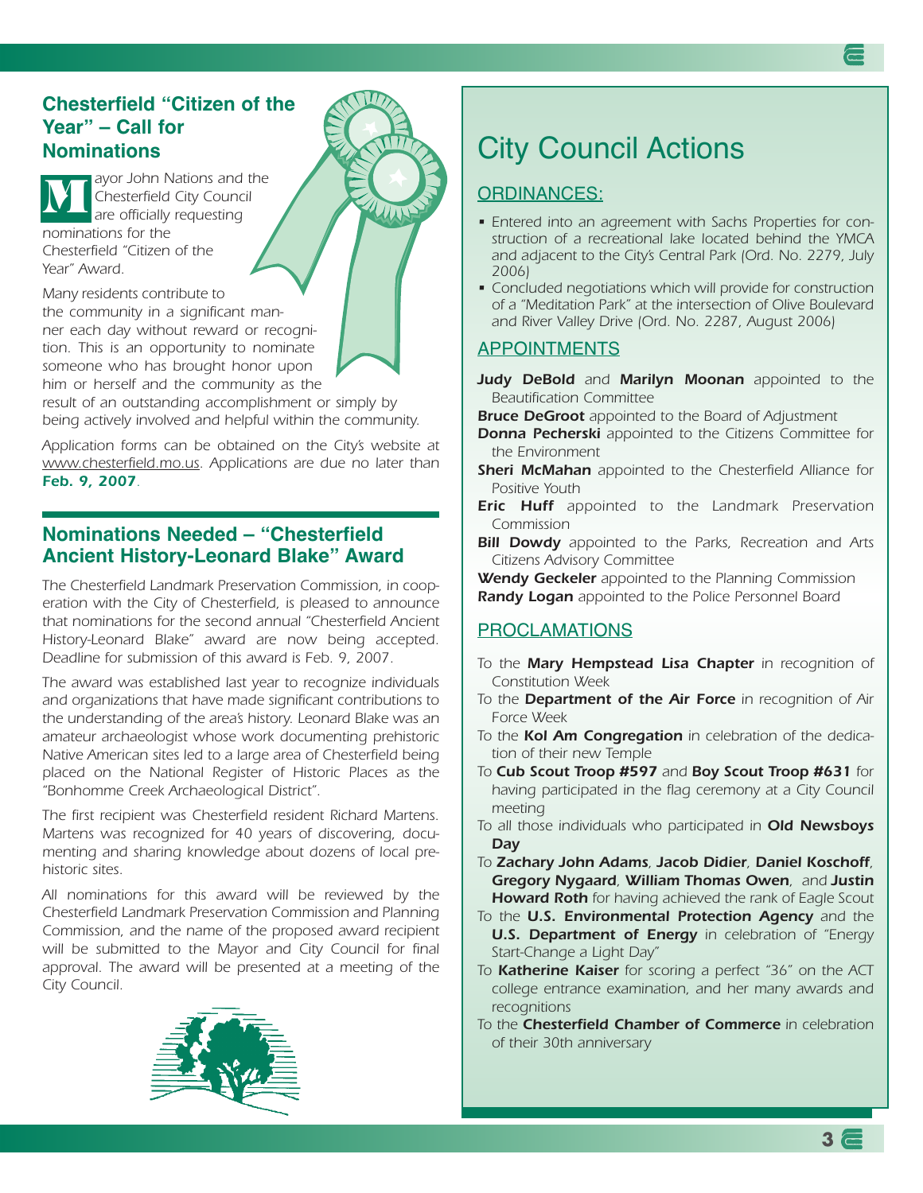## Chesterfield "Citizen of the Year" – Call for Nominations

Mayor John Nations and the Chesterfield City Council are officially requesting nominations for the Chesterfield "Citizen of the Year" Award.

Many residents contribute to the community in a significant manner each day without reward or recognition. This is an opportunity to nominate someone who has brought honor upon him or herself and the community as the result of an outstanding accomplishment or simply by being actively involved and helpful within the community.

Application forms can be obtained on the City's website at www.chesterfield.mo.us. Applications are due no later than **Feb. 9, 2007**.

## Nominations Needed – "Chesterfield Ancient History-Leonard Blake" Award

The Chesterfield Landmark Preservation Commission, in cooperation with the City of Chesterfield, is pleased to announce that nominations for the second annual "Chesterfield Ancient History-Leonard Blake" award are now being accepted. Deadline for submission of this award is Feb. 9, 2007.

The award was established last year to recognize individuals and organizations that have made significant contributions to the understanding of the area's history. Leonard Blake was an amateur archaeologist whose work documenting prehistoric Native American sites led to a large area of Chesterfield being placed on the National Register of Historic Places as the "Bonhomme Creek Archaeological District".

The first recipient was Chesterfield resident Richard Martens. Martens was recognized for 40 years of discovering, documenting and sharing knowledge about dozens of local prehistoric sites.

All nominations for this award will be reviewed by the Chesterfield Landmark Preservation Commission and Planning Commission, and the name of the proposed award recipient will be submitted to the Mayor and City Council for final approval. The award will be presented at a meeting of the City Council.

# City Council Actions

### ORDINANCES:

- Entered into an agreement with Sachs Properties for construction of a recreational lake located behind the YMCA and adjacent to the City's Central Park (Ord. No. 2279, July 2006)
- Concluded negotiations which will provide for construction of a "Meditation Park" at the intersection of Olive Boulevard and River Valley Drive (Ord. No. 2287, August 2006)

### APPOINTMENTS

**Judy DeBold** and **Marilyn Moonan** appointed to the Beautification Committee

**Bruce DeGroot** appointed to the Board of Adjustment

**Donna Pecherski** appointed to the Citizens Committee for the Environment

**Sheri McMahan** appointed to the Chesterfield Alliance for Positive Youth

**Eric Huff** appointed to the Landmark Preservation Commission

**Bill Dowdy** appointed to the Parks, Recreation and Arts Citizens Advisory Committee

**Wendy Geckeler** appointed to the Planning Commission

**Randy Logan** appointed to the Police Personnel Board

### PROCLAMATIONS

To the **Mary Hempstead Lisa Chapter** in recognition of Constitution Week

To the **Department of the Air Force** in recognition of Air Force Week

To the **Kol Am Congregation** in celebration of the dedication of their new Temple

To **Cub Scout Troop #597** and **Boy Scout Troop #631** for having participated in the flag ceremony at a City Council meeting

To all those individuals who participated in **Old Newsboys Day**

To **Zachary John Adams**, **Jacob Didier**, **Daniel Koschoff**, **Gregory Nygaard**, **William Thomas Owen**, and **Justin Howard Roth** for having achieved the rank of Eagle Scout

To the **U.S. Environmental Protection Agency** and the **U.S. Department of Energy** in celebration of "Energy Start-Change a Light Day"

To **Katherine Kaiser** for scoring a perfect "36" on the ACT college entrance examination, and her many awards and recognitions

To the **Chesterfield Chamber of Commerce** in celebration of their 30th anniversary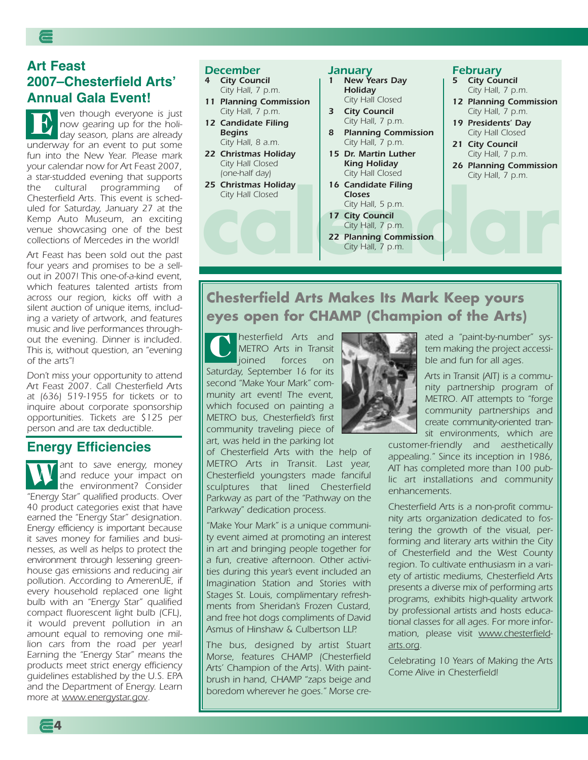## Art Feast 2007–Chesterfield Arts' Annual Gala Event!

Even though everyone is just now gearing up for the holiday season, plans are already underway for an event to put some fun into the New Year. Please mark your calendar now for Art Feast 2007, a star-studded evening that supports the cultural programming of Chesterfield Arts. This event is scheduled for Saturday, January 27 at the Kemp Auto Museum, an exciting venue showcasing one of the best collections of Mercedes in the world!

Art Feast has been sold out the past four years and promises to be a sellout in 2007! This one-of-a-kind event, which features talented artists from across our region, kicks off with a silent auction of unique items, including a variety of artwork, and features music and live performances throughout the evening. Dinner is included. This is, without question, an "evening of the arts"!

Don't miss your opportunity to attend Art Feast 2007. Call Chesterfield Arts at (636) 519-1955 for tickets or to inquire about corporate sponsorship opportunities. Tickets are $125 per person and are tax deductible.

## Energy Efficiencies

Want to save energy, money and reduce your impact on the environment? Consider "Energy Star" qualified products. Over 40 product categories exist that have earned the "Energy Star" designation. Energy efficiency is important because it saves money for families and businesses, as well as helps to protect the environment through lessening greenhouse gas emissions and reducing air pollution. According to AmerenUE, if every household replaced one light bulb with an "Energy Star" qualified compact fluorescent light bulb (CFL), it would prevent pollution in an amount equal to removing one million cars from the road per year! Earning the "Energy Star" means the products meet strict energy efficiency guidelines established by the U.S. EPA and the Department of Energy. Learn more at www.energystar.gov.

## calendar

### December

- **4 City Council** – City Hall, 7 p.m.
- **11 Planning Commission** – City Hall, 7 p.m.
- **12 Candidate Filing Begins** – City Hall, 8 a.m.
- **22 Christmas Holiday** – City Hall Closed (one-half day)
- **25 Christmas Holiday** – City Hall Closed

### January

- **1 New Years Day Holiday** – City Hall Closed
- **3 City Council** – City Hall, 7 p.m.
- **8 Planning Commission** – City Hall, 7 p.m.
- **15 Dr. Martin Luther King Holiday** – City Hall Closed
- **16 Candidate Filing Closes** – City Hall, 5 p.m.
- **17 City Council** – City Hall, 7 p.m.
- **22 Planning Commission** – City Hall, 7 p.m.

### February

- **5 City Council** – City Hall, 7 p.m.
- **12 Planning Commission** – City Hall, 7 p.m.
- **19 Presidents' Day** – City Hall Closed
- **21 City Council** – City Hall, 7 p.m.
- **26 Planning Commission** – City Hall, 7 p.m.

## Chesterfield Arts Makes Its Mark Keep yours eyes open for CHAMP (Champion of the Arts)

Chesterfield Arts and METRO Arts in Transit joined forces on Saturday, September 16 for its second "Make Your Mark" community art event! The event, which focused on painting a METRO bus, Chesterfield's first community traveling piece of art, was held in the parking lot of Chesterfield Arts with the help of METRO Arts in Transit. Last year, Chesterfield youngsters made fanciful sculptures that lined Chesterfield Parkway as part of the "Pathway on the Parkway" dedication process.

"Make Your Mark" is a unique community event aimed at promoting an interest in art and bringing people together for a fun, creative afternoon. Other activities during this year's event included an Imagination Station and Stories with Stages St. Louis, complimentary refreshments from Sheridan's Frozen Custard, and free hot dogs compliments of David Asmus of Hinshaw & Culbertson LLP.

The bus, designed by artist Stuart Morse, features CHAMP (Chesterfield Arts' Champion of the Arts). With paintbrush in hand, CHAMP "zaps beige and boredom wherever he goes." Morse created a "paint-by-number" system making the project accessible and fun for all ages.

Arts in Transit (AIT) is a community partnership program of METRO. AIT attempts to "forge community partnerships and create community-oriented transit environments, which are customer-friendly and aesthetically appealing." Since its inception in 1986, AIT has completed more than 100 public art installations and community enhancements.

Chesterfield Arts is a non-profit community arts organization dedicated to fostering the growth of the visual, performing and literary arts within the City of Chesterfield and the West County region. To cultivate enthusiasm in a variety of artistic mediums, Chesterfield Arts presents a diverse mix of performing arts programs, exhibits high-quality artwork by professional artists and hosts educational classes for all ages. For more information, please visit www.chesterfieldarts.org.

Celebrating 10 Years of Making the Arts Come Alive in Chesterfield!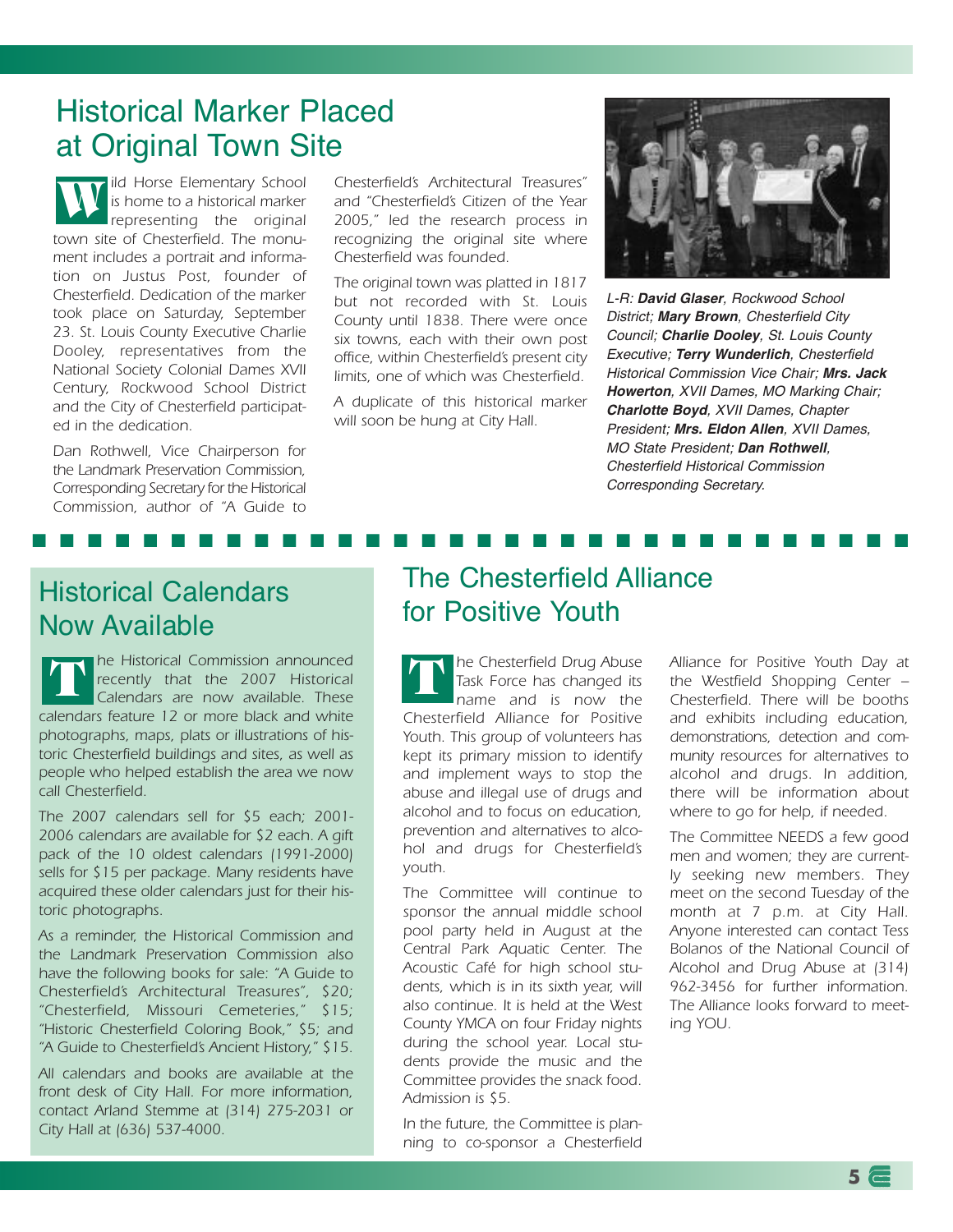## Historical Marker Placed at Original Town Site

Wild Horse Elementary School is home to a historical marker representing the original town site of Chesterfield. The monument includes a portrait and information on Justus Post, founder of Chesterfield. Dedication of the marker took place on Saturday, September 23. St. Louis County Executive Charlie Dooley, representatives from the National Society Colonial Dames XVII Century, Rockwood School District and the City of Chesterfield participated in the dedication.

Dan Rothwell, Vice Chairperson for the Landmark Preservation Commission, Corresponding Secretary for the Historical Commission, author of "A Guide to Chesterfield's Architectural Treasures" and "Chesterfield's Citizen of the Year 2005," led the research process in recognizing the original site where Chesterfield was founded.

The original town was platted in 1817 but not recorded with St. Louis County until 1838. There were once six towns, each with their own post office, within Chesterfield's present city limits, one of which was Chesterfield.

A duplicate of this historical marker will soon be hung at City Hall.

*L-R: **David Glaser**, Rockwood School District; **Mary Brown**, Chesterfield City Council; **Charlie Dooley**, St. Louis County Executive; **Terry Wunderlich**, Chesterfield Historical Commission Vice Chair; **Mrs. Jack Howerton**, XVII Dames, MO Marking Chair; **Charlotte Boyd**, XVII Dames, Chapter President; **Mrs. Eldon Allen**, XVII Dames, MO State President; **Dan Rothwell**, Chesterfield Historical Commission Corresponding Secretary.*

## Historical Calendars Now Available

The Historical Commission announced recently that the 2007 Historical Calendars are now available. These calendars feature 12 or more black and white photographs, maps, plats or illustrations of historic Chesterfield buildings and sites, as well as people who helped establish the area we now call Chesterfield.

The 2007 calendars sell for $5 each; 2001-2006 calendars are available for $2 each. A gift pack of the 10 oldest calendars (1991-2000) sells for $15 per package. Many residents have acquired these older calendars just for their historic photographs.

As a reminder, the Historical Commission and the Landmark Preservation Commission also have the following books for sale: "A Guide to Chesterfield's Architectural Treasures", $20; "Chesterfield, Missouri Cemeteries," $15; "Historic Chesterfield Coloring Book," $5; and "A Guide to Chesterfield's Ancient History," $15.

All calendars and books are available at the front desk of City Hall. For more information, contact Arland Stemme at (314) 275-2031 or City Hall at (636) 537-4000.

## The Chesterfield Alliance for Positive Youth

The Chesterfield Drug Abuse Task Force has changed its name and is now the Chesterfield Alliance for Positive Youth. This group of volunteers has kept its primary mission to identify and implement ways to stop the abuse and illegal use of drugs and alcohol and to focus on education, prevention and alternatives to alcohol and drugs for Chesterfield's youth.

The Committee will continue to sponsor the annual middle school pool party held in August at the Central Park Aquatic Center. The Acoustic Café for high school students, which is in its sixth year, will also continue. It is held at the West County YMCA on four Friday nights during the school year. Local students provide the music and the Committee provides the snack food. Admission is $5.

In the future, the Committee is planning to co-sponsor a Chesterfield Alliance for Positive Youth Day at the Westfield Shopping Center – Chesterfield. There will be booths and exhibits including education, demonstrations, detection and community resources for alternatives to alcohol and drugs. In addition, there will be information about where to go for help, if needed.

The Committee NEEDS a few good men and women; they are currently seeking new members. They meet on the second Tuesday of the month at 7 p.m. at City Hall. Anyone interested can contact Tess Bolanos of the National Council of Alcohol and Drug Abuse at (314) 962-3456 for further information. The Alliance looks forward to meeting YOU.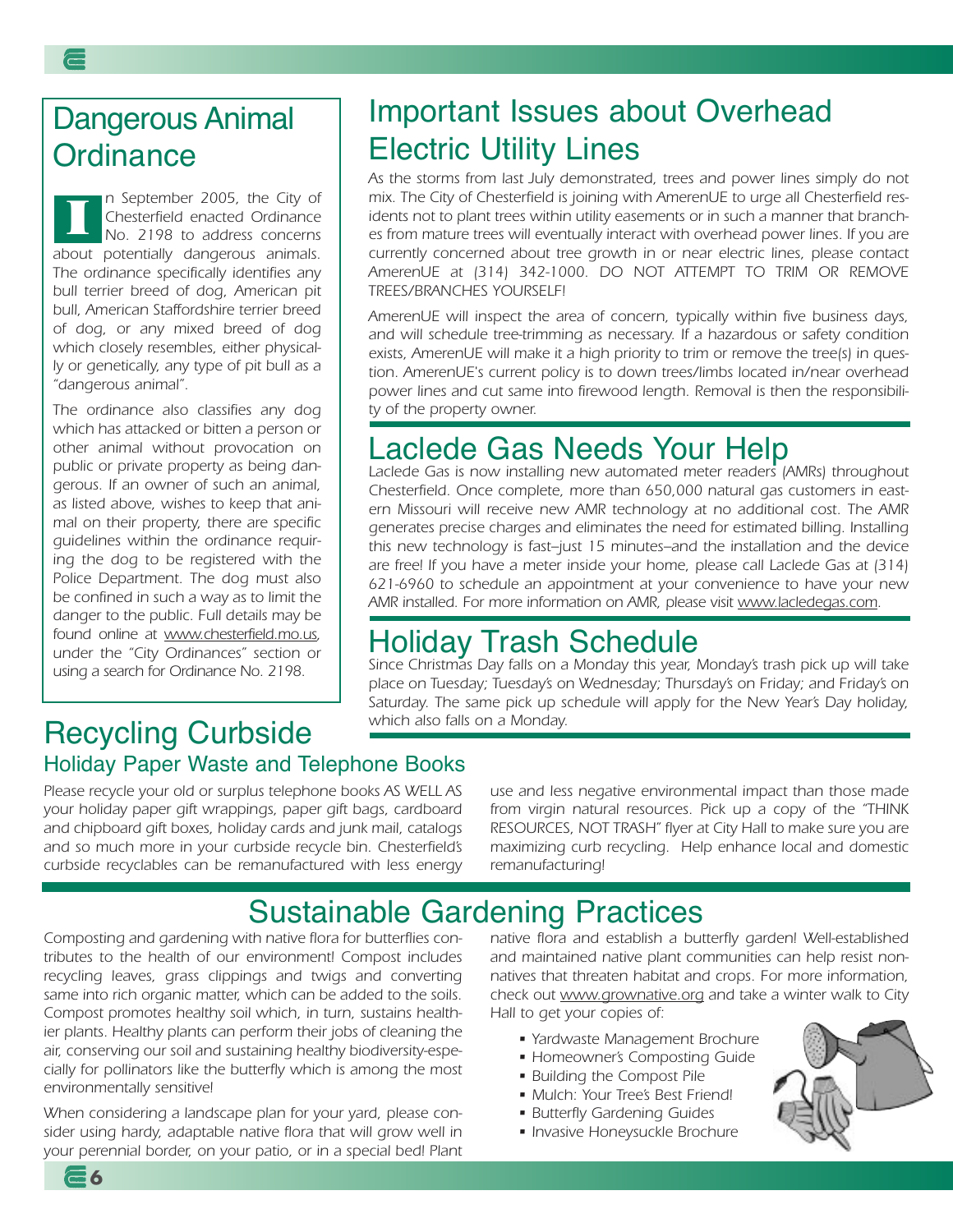## Dangerous Animal Ordinance

In September 2005, the City of Chesterfield enacted Ordinance No. 2198 to address concerns about potentially dangerous animals. The ordinance specifically identifies any bull terrier breed of dog, American pit bull, American Staffordshire terrier breed of dog, or any mixed breed of dog which closely resembles, either physically or genetically, any type of pit bull as a "dangerous animal".

The ordinance also classifies any dog which has attacked or bitten a person or other animal without provocation on public or private property as being dangerous. If an owner of such an animal, as listed above, wishes to keep that animal on their property, there are specific guidelines within the ordinance requiring the dog to be registered with the Police Department. The dog must also be confined in such a way as to limit the danger to the public. Full details may be found online at www.chesterfield.mo.us, under the "City Ordinances" section or using a search for Ordinance No. 2198.

## Important Issues about Overhead Electric Utility Lines

*As the storms from last July demonstrated, trees and power lines simply do not mix. The City of Chesterfield is joining with AmerenUE to urge all Chesterfield residents not to plant trees within utility easements or in such a manner that branches from mature trees will eventually interact with overhead power lines. If you are currently concerned about tree growth in or near electric lines, please contact AmerenUE at (314) 342-1000. DO NOT ATTEMPT TO TRIM OR REMOVE TREES/BRANCHES YOURSELF!*

*AmerenUE will inspect the area of concern, typically within five business days, and will schedule tree-trimming as necessary. If a hazardous or safety condition exists, AmerenUE will make it a high priority to trim or remove the tree(s) in question. AmerenUE's current policy is to down trees/limbs located in/near overhead power lines and cut same into firewood length. Removal is then the responsibility of the property owner.*

## Laclede Gas Needs Your Help

*Laclede Gas is now installing new automated meter readers (AMRs) throughout Chesterfield. Once complete, more than 650,000 natural gas customers in eastern Missouri will receive new AMR technology at no additional cost. The AMR generates precise charges and eliminates the need for estimated billing. Installing this new technology is fast–just 15 minutes–and the installation and the device are free! If you have a meter inside your home, please call Laclede Gas at (314) 621-6960 to schedule an appointment at your convenience to have your new AMR installed. For more information on AMR, please visit www.lacledegas.com.*

## Holiday Trash Schedule

*Since Christmas Day falls on a Monday this year, Monday's trash pick up will take place on Tuesday; Tuesday's on Wednesday; Thursday's on Friday; and Friday's on Saturday. The same pick up schedule will apply for the New Year's Day holiday, which also falls on a Monday.*

## Recycling Curbside

### Holiday Paper Waste and Telephone Books

*Please recycle your old or surplus telephone books AS WELL AS your holiday paper gift wrappings, paper gift bags, cardboard and chipboard gift boxes, holiday cards and junk mail, catalogs and so much more in your curbside recycle bin. Chesterfield's curbside recyclables can be remanufactured with less energy use and less negative environmental impact than those made from virgin natural resources. Pick up a copy of the "THINK RESOURCES, NOT TRASH" flyer at City Hall to make sure you are maximizing curb recycling. Help enhance local and domestic remanufacturing!*

## Sustainable Gardening Practices

*Composting and gardening with native flora for butterflies contributes to the health of our environment! Compost includes recycling leaves, grass clippings and twigs and converting same into rich organic matter, which can be added to the soils. Compost promotes healthy soil which, in turn, sustains healthier plants. Healthy plants can perform their jobs of cleaning the air, conserving our soil and sustaining healthy biodiversity-especially for pollinators like the butterfly which is among the most environmentally sensitive!*

*When considering a landscape plan for your yard, please consider using hardy, adaptable native flora that will grow well in your perennial border, on your patio, or in a special bed! Plant native flora and establish a butterfly garden! Well-established and maintained native plant communities can help resist non-natives that threaten habitat and crops. For more information, check out www.grownative.org and take a winter walk to City Hall to get your copies of:*

- *Yardwaste Management Brochure*
- *Homeowner's Composting Guide*
- *Building the Compost Pile*
- *Mulch: Your Tree's Best Friend!*
- *Butterfly Gardening Guides*
- *Invasive Honeysuckle Brochure*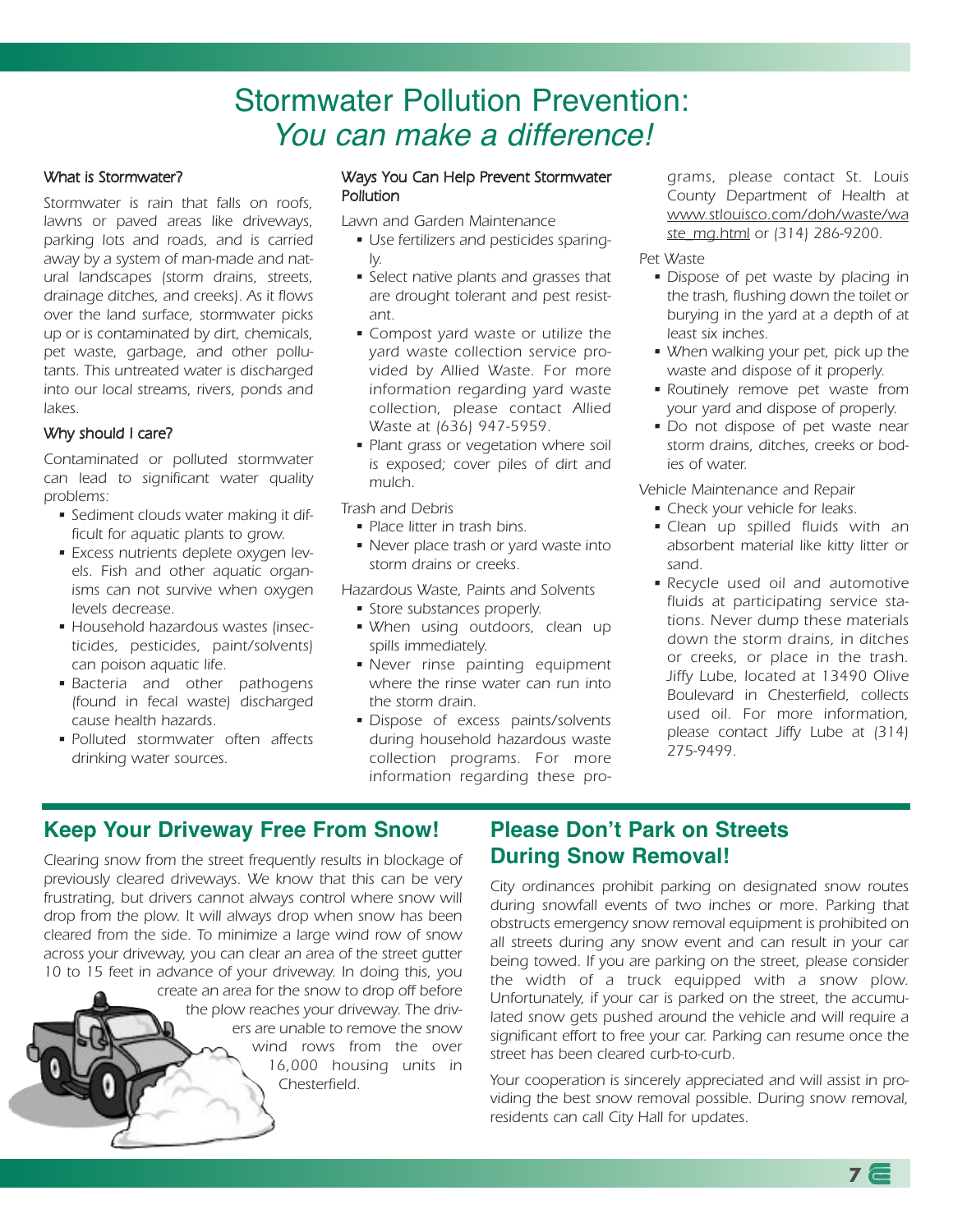# Stormwater Pollution Prevention: *You can make a difference!*

### What is Stormwater?

Stormwater is rain that falls on roofs, lawns or paved areas like driveways, parking lots and roads, and is carried away by a system of man-made and natural landscapes (storm drains, streets, drainage ditches, and creeks). As it flows over the land surface, stormwater picks up or is contaminated by dirt, chemicals, pet waste, garbage, and other pollutants. This untreated water is discharged into our local streams, rivers, ponds and lakes.

### Why should I care?

Contaminated or polluted stormwater can lead to significant water quality problems:

- Sediment clouds water making it difficult for aquatic plants to grow.
- Excess nutrients deplete oxygen levels. Fish and other aquatic organisms can not survive when oxygen levels decrease.
- Household hazardous wastes (insecticides, pesticides, paint/solvents) can poison aquatic life.
- Bacteria and other pathogens (found in fecal waste) discharged cause health hazards.
- Polluted stormwater often affects drinking water sources.

### Ways You Can Help Prevent Stormwater Pollution

Lawn and Garden Maintenance

- Use fertilizers and pesticides sparingly.
- Select native plants and grasses that are drought tolerant and pest resistant.
- Compost yard waste or utilize the yard waste collection service provided by Allied Waste. For more information regarding yard waste collection, please contact Allied Waste at (636) 947-5959.
- Plant grass or vegetation where soil is exposed; cover piles of dirt and mulch.

Trash and Debris

- Place litter in trash bins.
- Never place trash or yard waste into storm drains or creeks.

Hazardous Waste, Paints and Solvents

- Store substances properly.
- When using outdoors, clean up spills immediately.
- Never rinse painting equipment where the rinse water can run into the storm drain.
- Dispose of excess paints/solvents during household hazardous waste collection programs. For more information regarding these programs, please contact St. Louis County Department of Health at www.stlouisco.com/doh/waste/waste_mg.html or (314) 286-9200.

Pet Waste

- Dispose of pet waste by placing in the trash, flushing down the toilet or burying in the yard at a depth of at least six inches.
- When walking your pet, pick up the waste and dispose of it properly.
- Routinely remove pet waste from your yard and dispose of properly.
- Do not dispose of pet waste near storm drains, ditches, creeks or bodies of water.

Vehicle Maintenance and Repair

- Check your vehicle for leaks.
- Clean up spilled fluids with an absorbent material like kitty litter or sand.
- Recycle used oil and automotive fluids at participating service stations. Never dump these materials down the storm drains, in ditches or creeks, or place in the trash. Jiffy Lube, located at 13490 Olive Boulevard in Chesterfield, collects used oil. For more information, please contact Jiffy Lube at (314) 275-9499.

## Keep Your Driveway Free From Snow!

*Clearing snow from the street frequently results in blockage of previously cleared driveways. We know that this can be very frustrating, but drivers cannot always control where snow will drop from the plow. It will always drop when snow has been cleared from the side. To minimize a large wind row of snow across your driveway, you can clear an area of the street gutter 10 to 15 feet in advance of your driveway. In doing this, you create an area for the snow to drop off before the plow reaches your driveway. The drivers are unable to remove the snow wind rows from the over 16,000 housing units in Chesterfield.*

## Please Don't Park on Streets During Snow Removal!

*City ordinances prohibit parking on designated snow routes during snowfall events of two inches or more. Parking that obstructs emergency snow removal equipment is prohibited on all streets during any snow event and can result in your car being towed. If you are parking on the street, please consider the width of a truck equipped with a snow plow. Unfortunately, if your car is parked on the street, the accumulated snow gets pushed around the vehicle and will require a significant effort to free your car. Parking can resume once the street has been cleared curb-to-curb.*

*Your cooperation is sincerely appreciated and will assist in providing the best snow removal possible. During snow removal, residents can call City Hall for updates.*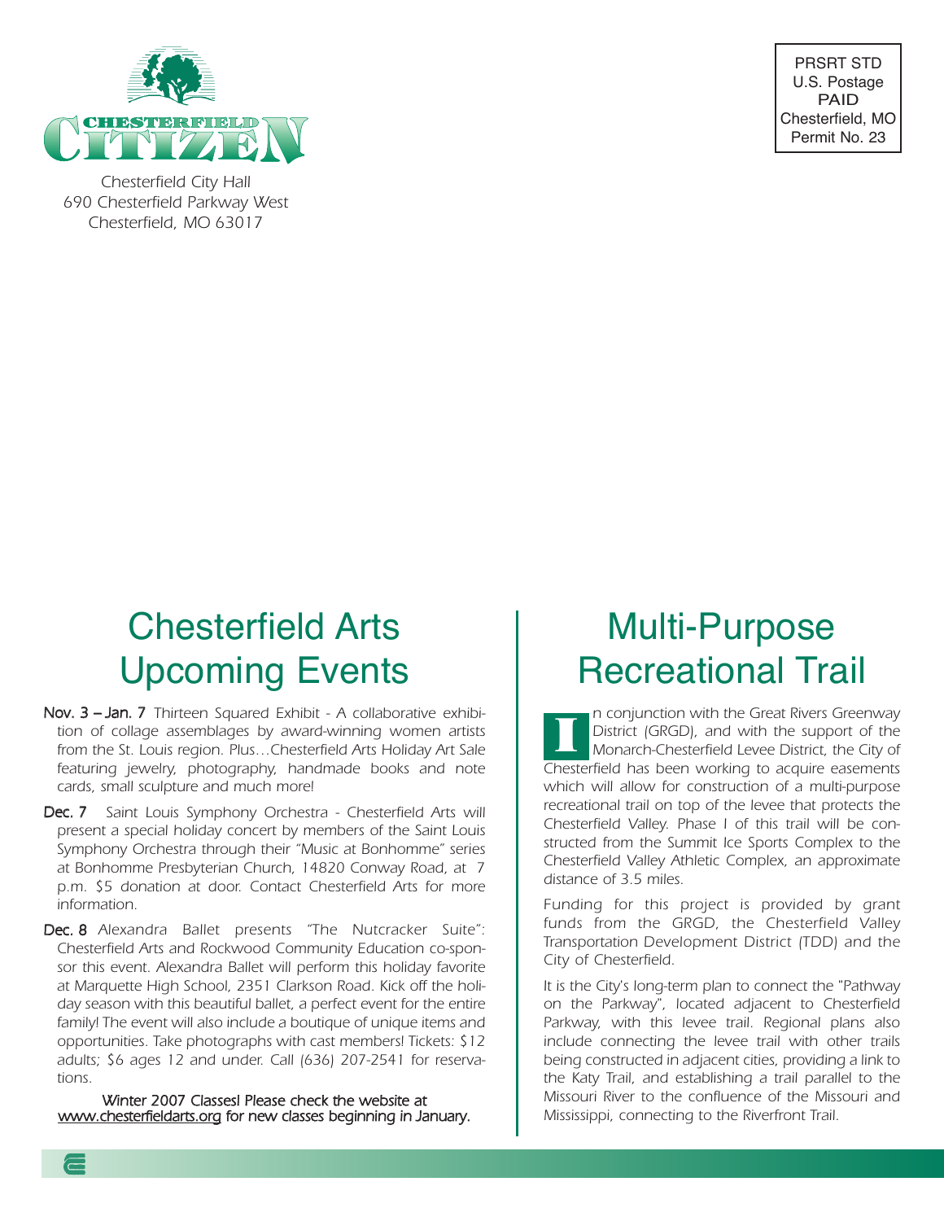Chesterfield City Hall
690 Chesterfield Parkway West
Chesterfield, MO 63017

PRSRT STD
U.S. Postage
PAID
Chesterfield, MO
Permit No. 23

# Chesterfield Arts Upcoming Events

**Nov. 3 – Jan. 7** *Thirteen Squared Exhibit - A collaborative exhibition of collage assemblages by award-winning women artists from the St. Louis region. Plus…Chesterfield Arts Holiday Art Sale featuring jewelry, photography, handmade books and note cards, small sculpture and much more!*

**Dec. 7** *Saint Louis Symphony Orchestra - Chesterfield Arts will present a special holiday concert by members of the Saint Louis Symphony Orchestra through their "Music at Bonhomme" series at Bonhomme Presbyterian Church, 14820 Conway Road, at 7 p.m. $5 donation at door. Contact Chesterfield Arts for more information.*

**Dec. 8** *Alexandra Ballet presents "The Nutcracker Suite": Chesterfield Arts and Rockwood Community Education co-sponsor this event. Alexandra Ballet will perform this holiday favorite at Marquette High School, 2351 Clarkson Road. Kick off the holiday season with this beautiful ballet, a perfect event for the entire family! The event will also include a boutique of unique items and opportunities. Take photographs with cast members! Tickets: $12 adults; $6 ages 12 and under. Call (636) 207-2541 for reservations.*

Winter 2007 Classes! Please check the website at www.chesterfieldarts.org for new classes beginning in January.

# Multi-Purpose Recreational Trail

*In conjunction with the Great Rivers Greenway District (GRGD), and with the support of the Monarch-Chesterfield Levee District, the City of Chesterfield has been working to acquire easements which will allow for construction of a multi-purpose recreational trail on top of the levee that protects the Chesterfield Valley. Phase I of this trail will be constructed from the Summit Ice Sports Complex to the Chesterfield Valley Athletic Complex, an approximate distance of 3.5 miles.*

*Funding for this project is provided by grant funds from the GRGD, the Chesterfield Valley Transportation Development District (TDD) and the City of Chesterfield.*

*It is the City's long-term plan to connect the "Pathway on the Parkway", located adjacent to Chesterfield Parkway, with this levee trail. Regional plans also include connecting the levee trail with other trails being constructed in adjacent cities, providing a link to the Katy Trail, and establishing a trail parallel to the Missouri River to the confluence of the Missouri and Mississippi, connecting to the Riverfront Trail.*